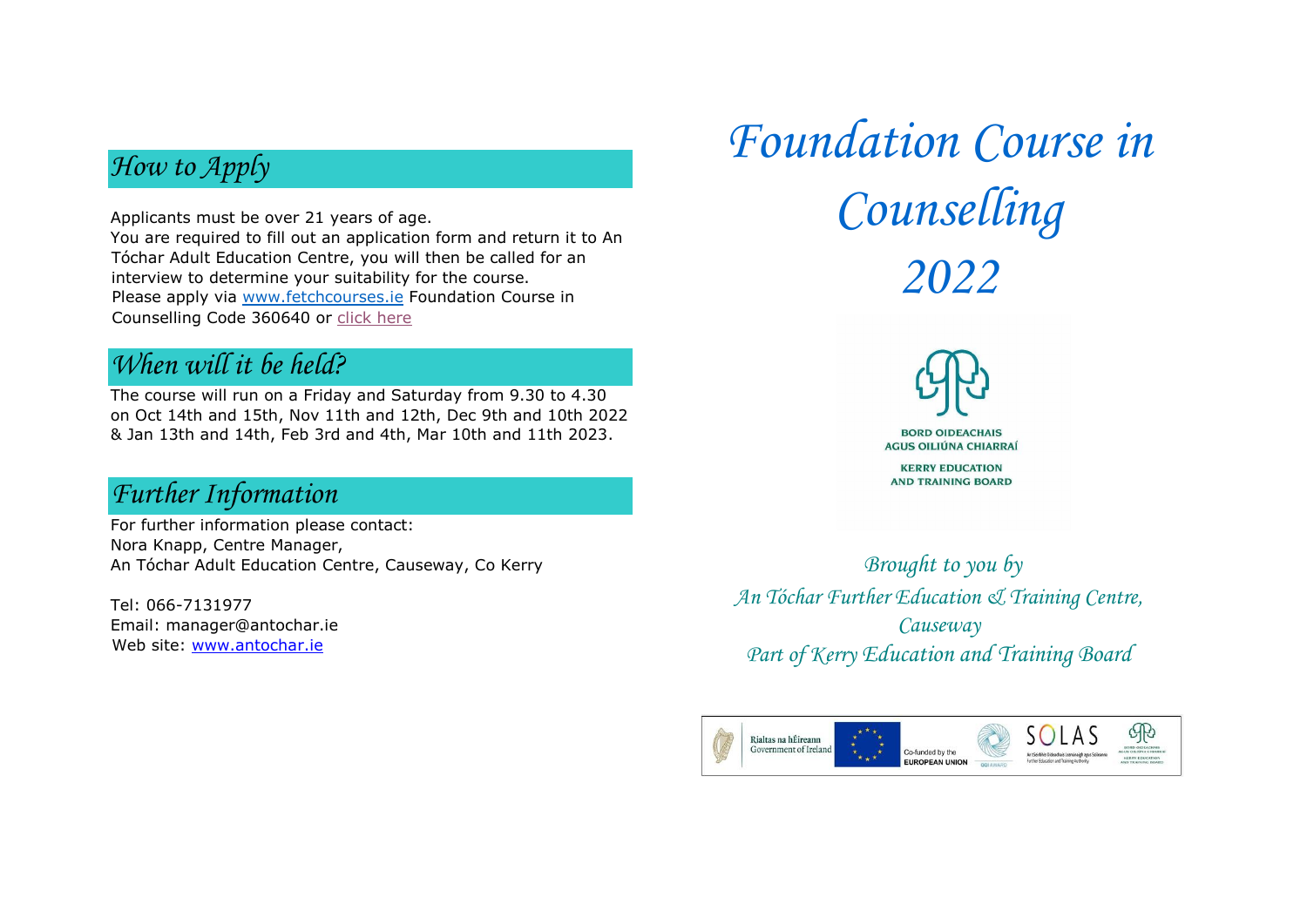# Foundation Course in Counselling 2022

BORD OIDEACHAIS AGUS OILIÚNA CHIARRAÍ

KERRY EDUCATION AND TRAINING BOARD

*Brought to you by*
*An Tóchar Further Education & Training Centre, Causeway*
*Part of Kerry Education and Training Board*

## How to Apply

Applicants must be over 21 years of age.
You are required to fill out an application form and return it to An Tóchar Adult Education Centre, you will then be called for an interview to determine your suitability for the course.
Please apply via www.fetchcourses.ie Foundation Course in Counselling Code 360640 or click here

## When will it be held?

The course will run on a Friday and Saturday from 9.30 to 4.30 on Oct 14th and 15th, Nov 11th and 12th, Dec 9th and 10th 2022 & Jan 13th and 14th, Feb 3rd and 4th, Mar 10th and 11th 2023.

## Further Information

For further information please contact:
Nora Knapp, Centre Manager,
An Tóchar Adult Education Centre, Causeway, Co Kerry

Tel: 066-7131977
Email: manager@antochar.ie
Web site: www.antochar.ie

Rialtas na hÉireann Government of Ireland — Co-funded by the EUROPEAN UNION — QQI AWARD — SOLAS — Kerry Education and Training Board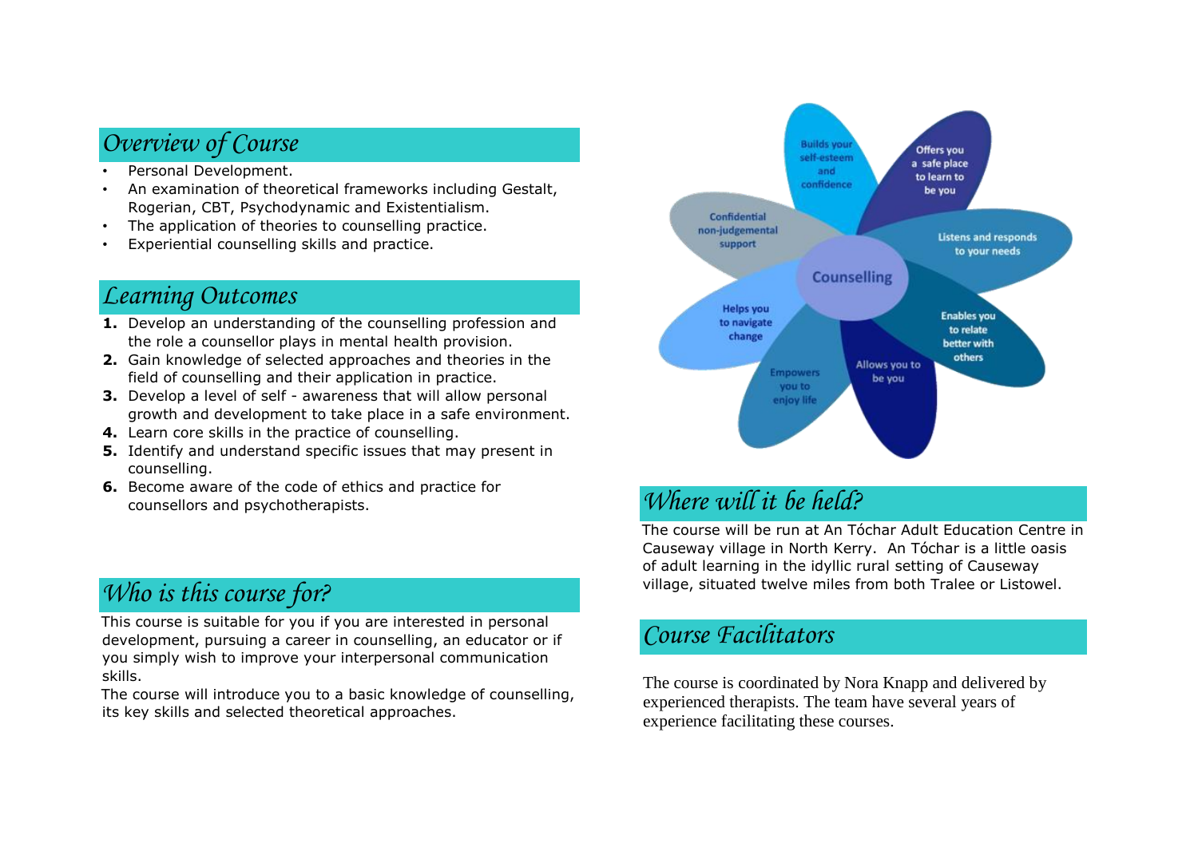## Overview of Course

- Personal Development.
- An examination of theoretical frameworks including Gestalt, Rogerian, CBT, Psychodynamic and Existentialism.
- The application of theories to counselling practice.
- Experiential counselling skills and practice.

## Learning Outcomes

1. Develop an understanding of the counselling profession and the role a counsellor plays in mental health provision.
2. Gain knowledge of selected approaches and theories in the field of counselling and their application in practice.
3. Develop a level of self - awareness that will allow personal growth and development to take place in a safe environment.
4. Learn core skills in the practice of counselling.
5. Identify and understand specific issues that may present in counselling.
6. Become aware of the code of ethics and practice for counsellors and psychotherapists.

## Who is this course for?

This course is suitable for you if you are interested in personal development, pursuing a career in counselling, an educator or if you simply wish to improve your interpersonal communication skills.

The course will introduce you to a basic knowledge of counselling, its key skills and selected theoretical approaches.

Counselling

Builds your self-esteem and confidence

Offers you a safe place to learn to be you

Listens and responds to your needs

Enables you to relate better with others

Allows you to be you

Empowers you to enjoy life

Helps you to navigate change

Confidential non-judgemental support

## Where will it be held?

The course will be run at An Tóchar Adult Education Centre in Causeway village in North Kerry. An Tóchar is a little oasis of adult learning in the idyllic rural setting of Causeway village, situated twelve miles from both Tralee or Listowel.

## Course Facilitators

The course is coordinated by Nora Knapp and delivered by experienced therapists. The team have several years of experience facilitating these courses.